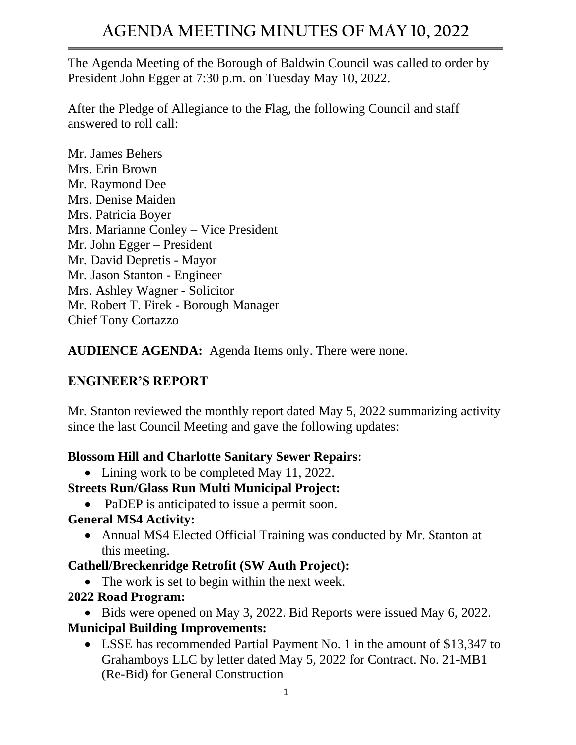# AGENDA MEETING MINUTES OF MAY 10, 2022

The Agenda Meeting of the Borough of Baldwin Council was called to order by President John Egger at 7:30 p.m. on Tuesday May 10, 2022.

After the Pledge of Allegiance to the Flag, the following Council and staff answered to roll call:

Mr. James Behers
Mrs. Erin Brown
Mr. Raymond Dee
Mrs. Denise Maiden
Mrs. Patricia Boyer
Mrs. Marianne Conley – Vice President
Mr. John Egger – President
Mr. David Depretis - Mayor
Mr. Jason Stanton - Engineer
Mrs. Ashley Wagner - Solicitor
Mr. Robert T. Firek - Borough Manager
Chief Tony Cortazzo

**AUDIENCE AGENDA:** Agenda Items only. There were none.

## ENGINEER'S REPORT

Mr. Stanton reviewed the monthly report dated May 5, 2022 summarizing activity since the last Council Meeting and gave the following updates:

**Blossom Hill and Charlotte Sanitary Sewer Repairs:**

- Lining work to be completed May 11, 2022.

**Streets Run/Glass Run Multi Municipal Project:**

- PaDEP is anticipated to issue a permit soon.

**General MS4 Activity:**

- Annual MS4 Elected Official Training was conducted by Mr. Stanton at this meeting.

**Cathell/Breckenridge Retrofit (SW Auth Project):**

- The work is set to begin within the next week.

**2022 Road Program:**

- Bids were opened on May 3, 2022. Bid Reports were issued May 6, 2022.

**Municipal Building Improvements:**

- LSSE has recommended Partial Payment No. 1 in the amount of $13,347 to Grahamboys LLC by letter dated May 5, 2022 for Contract. No. 21-MB1 (Re-Bid) for General Construction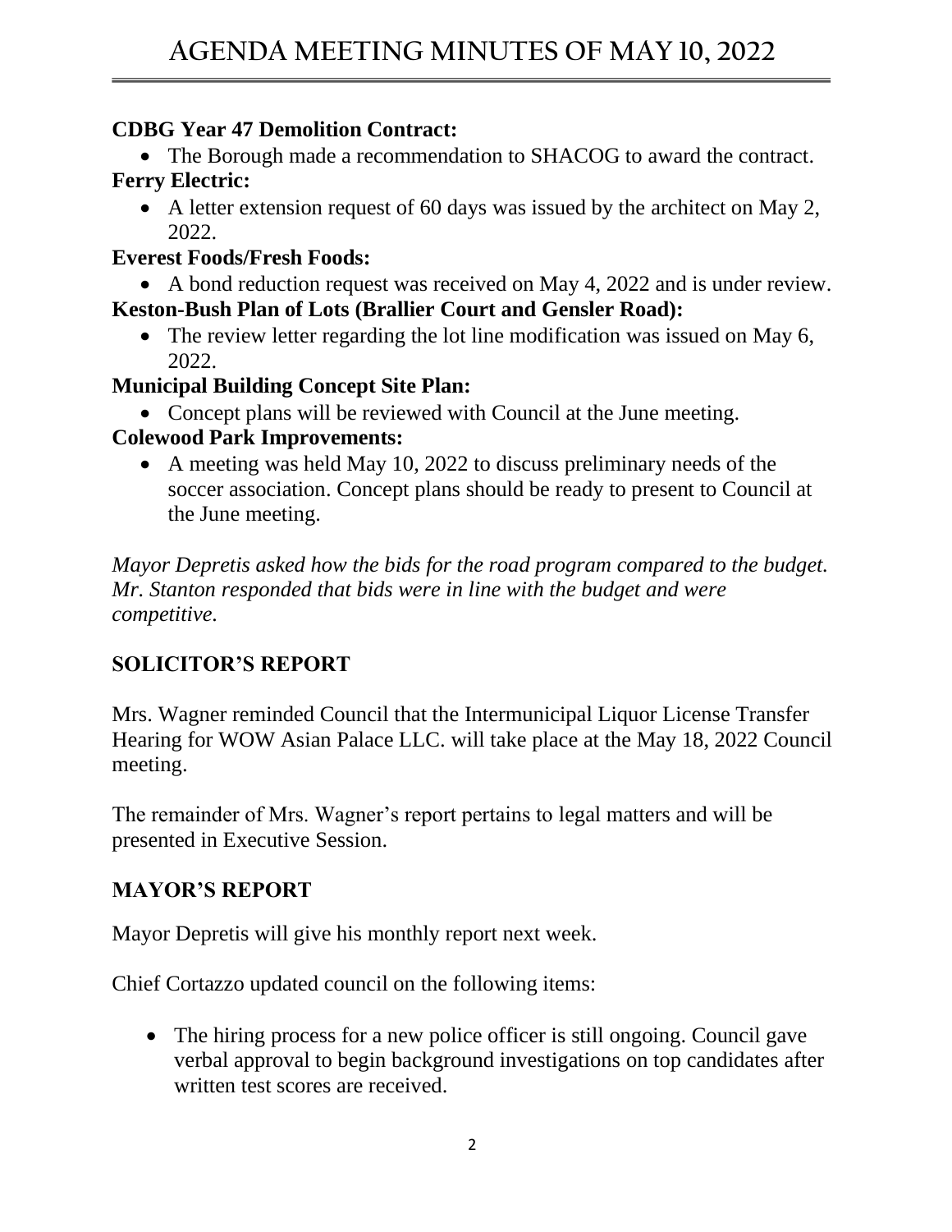**CDBG Year 47 Demolition Contract:**

- The Borough made a recommendation to SHACOG to award the contract.

**Ferry Electric:**

- A letter extension request of 60 days was issued by the architect on May 2, 2022.

**Everest Foods/Fresh Foods:**

- A bond reduction request was received on May 4, 2022 and is under review.

**Keston-Bush Plan of Lots (Brallier Court and Gensler Road):**

- The review letter regarding the lot line modification was issued on May 6, 2022.

**Municipal Building Concept Site Plan:**

- Concept plans will be reviewed with Council at the June meeting.

**Colewood Park Improvements:**

- A meeting was held May 10, 2022 to discuss preliminary needs of the soccer association. Concept plans should be ready to present to Council at the June meeting.

*Mayor Depretis asked how the bids for the road program compared to the budget. Mr. Stanton responded that bids were in line with the budget and were competitive.*

## SOLICITOR'S REPORT

Mrs. Wagner reminded Council that the Intermunicipal Liquor License Transfer Hearing for WOW Asian Palace LLC. will take place at the May 18, 2022 Council meeting.

The remainder of Mrs. Wagner's report pertains to legal matters and will be presented in Executive Session.

## MAYOR'S REPORT

Mayor Depretis will give his monthly report next week.

Chief Cortazzo updated council on the following items:

- The hiring process for a new police officer is still ongoing. Council gave verbal approval to begin background investigations on top candidates after written test scores are received.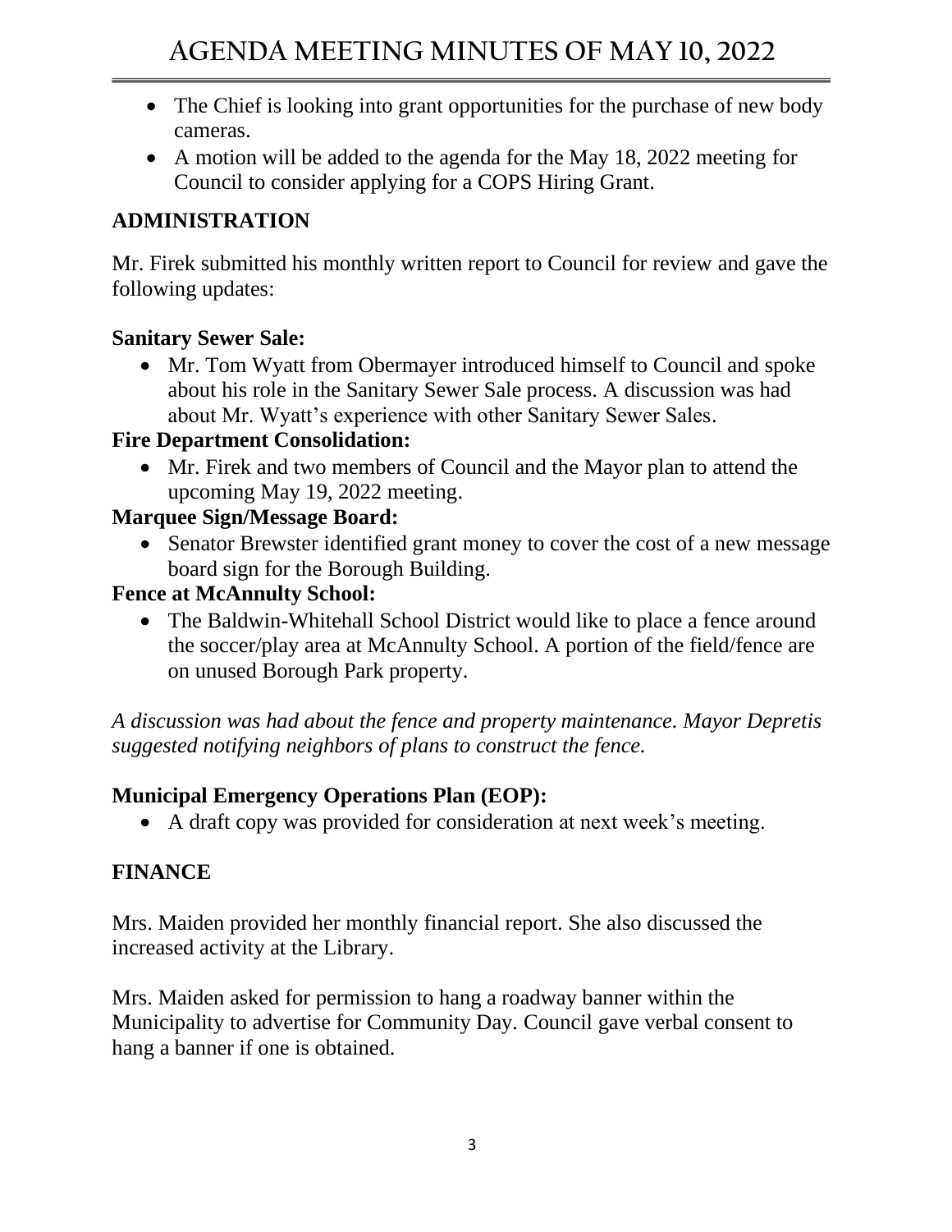- The Chief is looking into grant opportunities for the purchase of new body cameras.
- A motion will be added to the agenda for the May 18, 2022 meeting for Council to consider applying for a COPS Hiring Grant.

## ADMINISTRATION

Mr. Firek submitted his monthly written report to Council for review and gave the following updates:

### Sanitary Sewer Sale:

- Mr. Tom Wyatt from Obermayer introduced himself to Council and spoke about his role in the Sanitary Sewer Sale process. A discussion was had about Mr. Wyatt's experience with other Sanitary Sewer Sales.

### Fire Department Consolidation:

- Mr. Firek and two members of Council and the Mayor plan to attend the upcoming May 19, 2022 meeting.

### Marquee Sign/Message Board:

- Senator Brewster identified grant money to cover the cost of a new message board sign for the Borough Building.

### Fence at McAnnulty School:

- The Baldwin-Whitehall School District would like to place a fence around the soccer/play area at McAnnulty School. A portion of the field/fence are on unused Borough Park property.

*A discussion was had about the fence and property maintenance. Mayor Depretis suggested notifying neighbors of plans to construct the fence.*

### Municipal Emergency Operations Plan (EOP):

- A draft copy was provided for consideration at next week's meeting.

## FINANCE

Mrs. Maiden provided her monthly financial report. She also discussed the increased activity at the Library.

Mrs. Maiden asked for permission to hang a roadway banner within the Municipality to advertise for Community Day. Council gave verbal consent to hang a banner if one is obtained.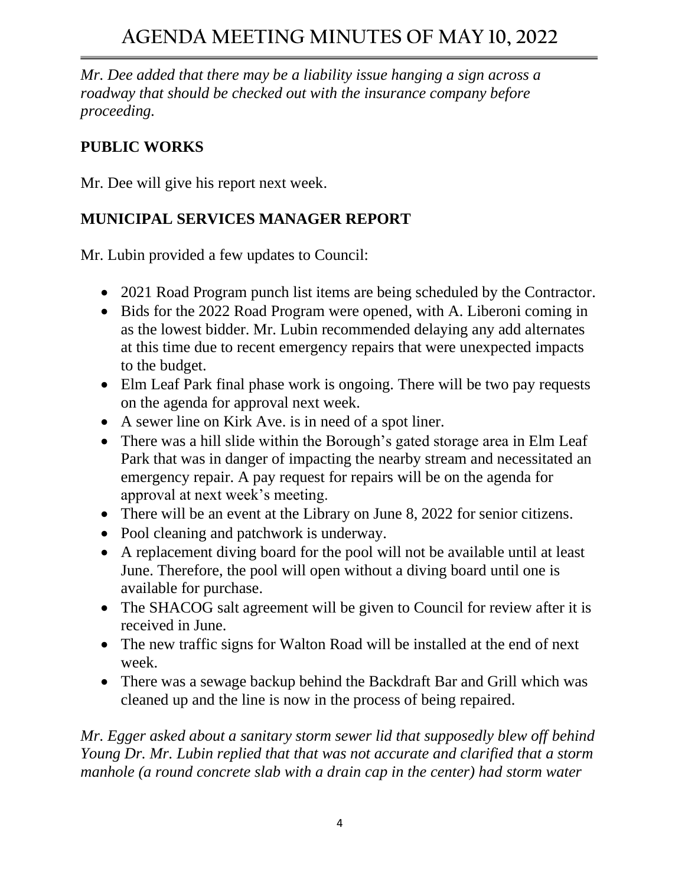*Mr. Dee added that there may be a liability issue hanging a sign across a roadway that should be checked out with the insurance company before proceeding.*

## PUBLIC WORKS

Mr. Dee will give his report next week.

## MUNICIPAL SERVICES MANAGER REPORT

Mr. Lubin provided a few updates to Council:

- 2021 Road Program punch list items are being scheduled by the Contractor.
- Bids for the 2022 Road Program were opened, with A. Liberoni coming in as the lowest bidder. Mr. Lubin recommended delaying any add alternates at this time due to recent emergency repairs that were unexpected impacts to the budget.
- Elm Leaf Park final phase work is ongoing. There will be two pay requests on the agenda for approval next week.
- A sewer line on Kirk Ave. is in need of a spot liner.
- There was a hill slide within the Borough's gated storage area in Elm Leaf Park that was in danger of impacting the nearby stream and necessitated an emergency repair. A pay request for repairs will be on the agenda for approval at next week's meeting.
- There will be an event at the Library on June 8, 2022 for senior citizens.
- Pool cleaning and patchwork is underway.
- A replacement diving board for the pool will not be available until at least June. Therefore, the pool will open without a diving board until one is available for purchase.
- The SHACOG salt agreement will be given to Council for review after it is received in June.
- The new traffic signs for Walton Road will be installed at the end of next week.
- There was a sewage backup behind the Backdraft Bar and Grill which was cleaned up and the line is now in the process of being repaired.

*Mr. Egger asked about a sanitary storm sewer lid that supposedly blew off behind Young Dr. Mr. Lubin replied that that was not accurate and clarified that a storm manhole (a round concrete slab with a drain cap in the center) had storm water*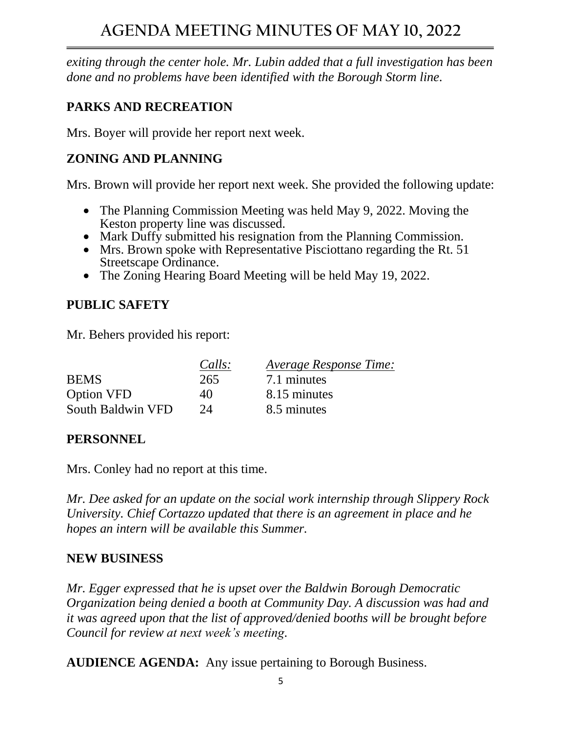*exiting through the center hole. Mr. Lubin added that a full investigation has been done and no problems have been identified with the Borough Storm line.*

## PARKS AND RECREATION

Mrs. Boyer will provide her report next week.

## ZONING AND PLANNING

Mrs. Brown will provide her report next week. She provided the following update:

- The Planning Commission Meeting was held May 9, 2022. Moving the Keston property line was discussed.
- Mark Duffy submitted his resignation from the Planning Commission.
- Mrs. Brown spoke with Representative Pisciottano regarding the Rt. 51 Streetscape Ordinance.
- The Zoning Hearing Board Meeting will be held May 19, 2022.

## PUBLIC SAFETY

Mr. Behers provided his report:

| | *Calls:* | *Average Response Time:* |
|---|---|---|
| BEMS | 265 | 7.1 minutes |
| Option VFD | 40 | 8.15 minutes |
| South Baldwin VFD | 24 | 8.5 minutes |

## PERSONNEL

Mrs. Conley had no report at this time.

*Mr. Dee asked for an update on the social work internship through Slippery Rock University. Chief Cortazzo updated that there is an agreement in place and he hopes an intern will be available this Summer.*

## NEW BUSINESS

*Mr. Egger expressed that he is upset over the Baldwin Borough Democratic Organization being denied a booth at Community Day. A discussion was had and it was agreed upon that the list of approved/denied booths will be brought before Council for review at next week's meeting.*

**AUDIENCE AGENDA:** Any issue pertaining to Borough Business.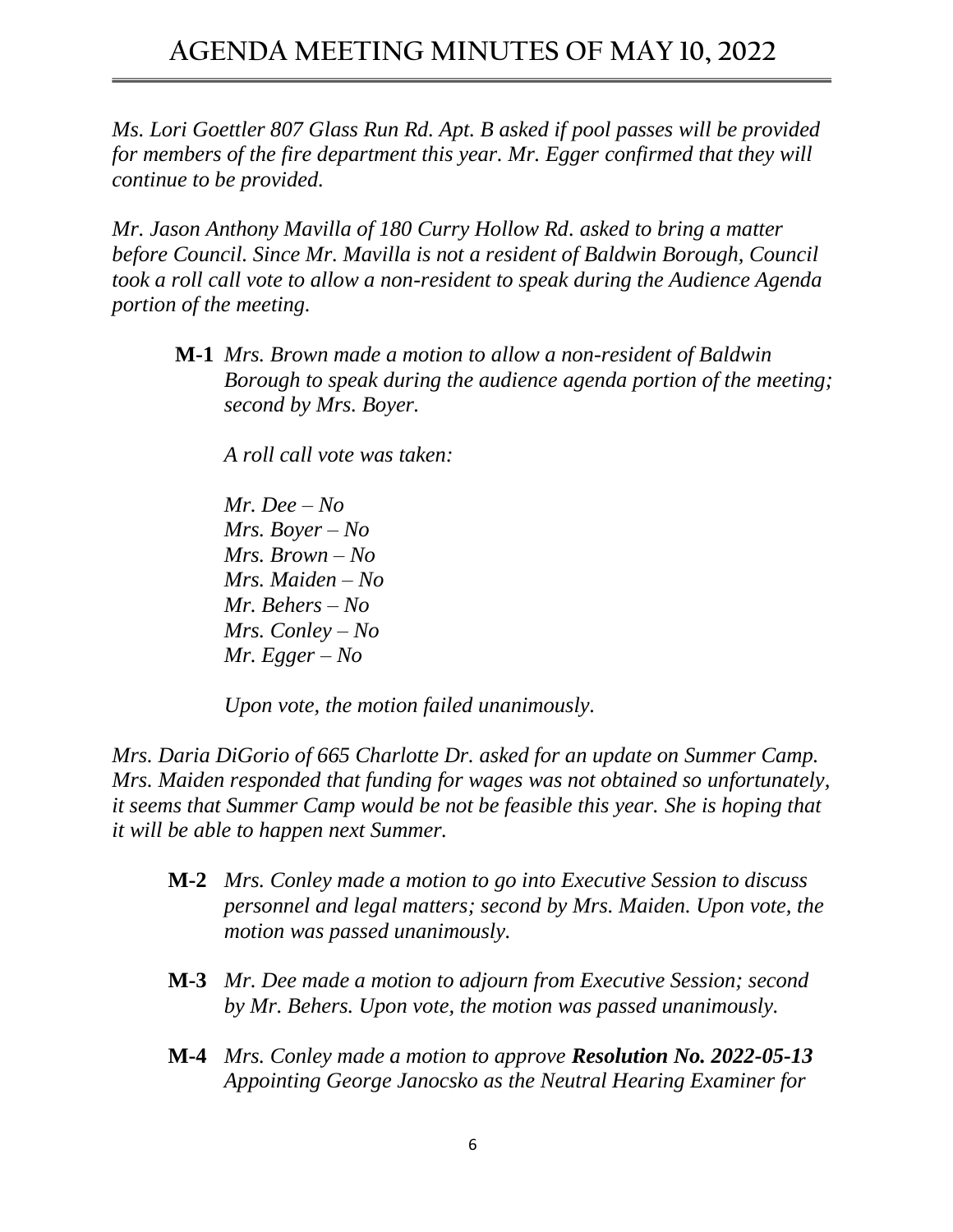*Ms. Lori Goettler 807 Glass Run Rd. Apt. B asked if pool passes will be provided for members of the fire department this year. Mr. Egger confirmed that they will continue to be provided.*

*Mr. Jason Anthony Mavilla of 180 Curry Hollow Rd. asked to bring a matter before Council. Since Mr. Mavilla is not a resident of Baldwin Borough, Council took a roll call vote to allow a non-resident to speak during the Audience Agenda portion of the meeting.*

**M-1** *Mrs. Brown made a motion to allow a non-resident of Baldwin Borough to speak during the audience agenda portion of the meeting; second by Mrs. Boyer.*

*A roll call vote was taken:*

*Mr. Dee – No*
*Mrs. Boyer – No*
*Mrs. Brown – No*
*Mrs. Maiden – No*
*Mr. Behers – No*
*Mrs. Conley – No*
*Mr. Egger – No*

*Upon vote, the motion failed unanimously.*

*Mrs. Daria DiGorio of 665 Charlotte Dr. asked for an update on Summer Camp. Mrs. Maiden responded that funding for wages was not obtained so unfortunately, it seems that Summer Camp would be not be feasible this year. She is hoping that it will be able to happen next Summer.*

**M-2** *Mrs. Conley made a motion to go into Executive Session to discuss personnel and legal matters; second by Mrs. Maiden. Upon vote, the motion was passed unanimously.*

**M-3** *Mr. Dee made a motion to adjourn from Executive Session; second by Mr. Behers. Upon vote, the motion was passed unanimously.*

**M-4** *Mrs. Conley made a motion to approve* ***Resolution No. 2022-05-13*** *Appointing George Janocsko as the Neutral Hearing Examiner for*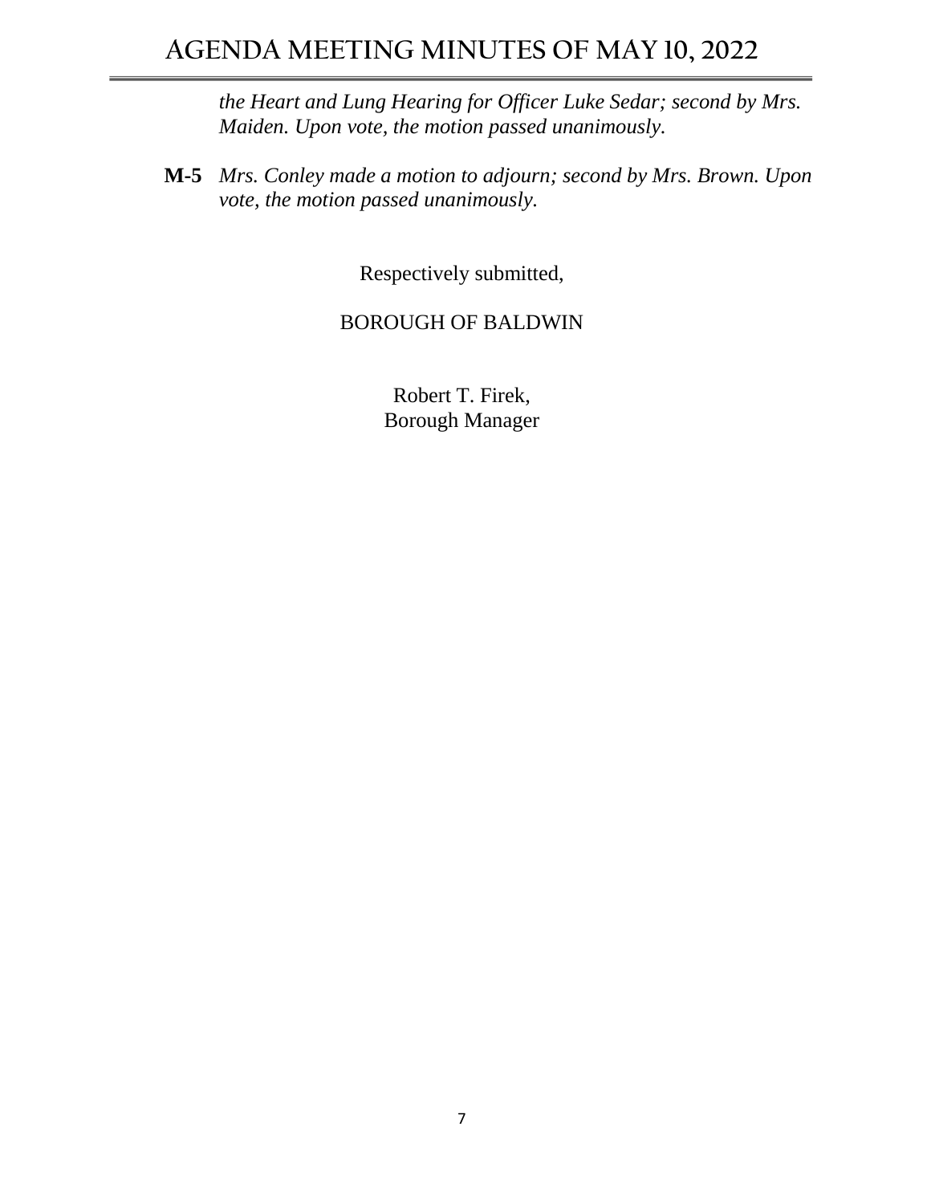*the Heart and Lung Hearing for Officer Luke Sedar; second by Mrs. Maiden. Upon vote, the motion passed unanimously.*

**M-5** *Mrs. Conley made a motion to adjourn; second by Mrs. Brown. Upon vote, the motion passed unanimously.*

Respectively submitted,

BOROUGH OF BALDWIN

Robert T. Firek,
Borough Manager